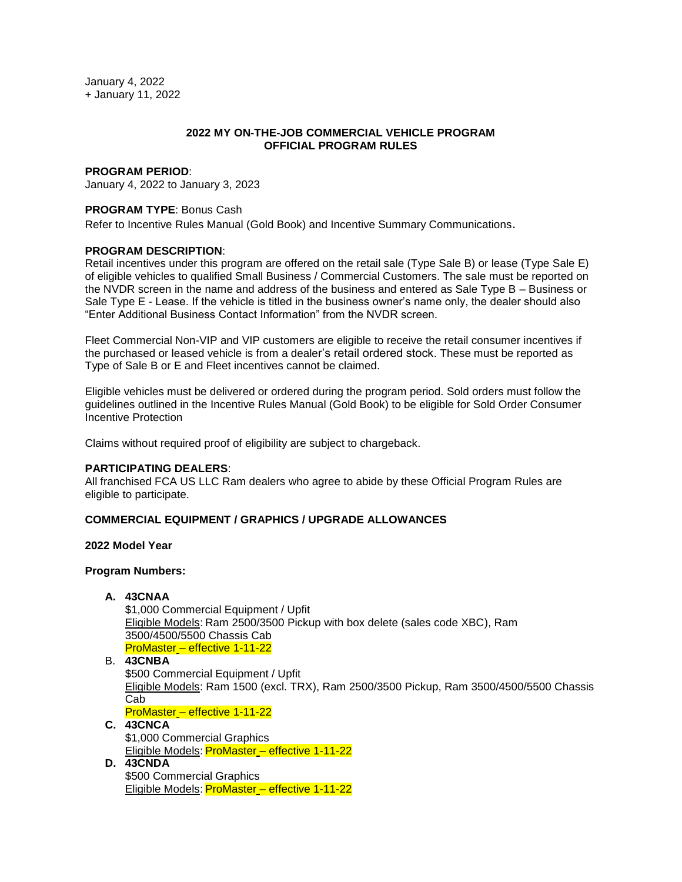January 4, 2022
+ January 11, 2022

**2022 MY ON-THE-JOB COMMERCIAL VEHICLE PROGRAM**
**OFFICIAL PROGRAM RULES**

**PROGRAM PERIOD**:
January 4, 2022 to January 3, 2023

**PROGRAM TYPE**: Bonus Cash
Refer to Incentive Rules Manual (Gold Book) and Incentive Summary Communications.

**PROGRAM DESCRIPTION**:
Retail incentives under this program are offered on the retail sale (Type Sale B) or lease (Type Sale E) of eligible vehicles to qualified Small Business / Commercial Customers. The sale must be reported on the NVDR screen in the name and address of the business and entered as Sale Type B – Business or Sale Type E - Lease. If the vehicle is titled in the business owner's name only, the dealer should also "Enter Additional Business Contact Information" from the NVDR screen.

Fleet Commercial Non-VIP and VIP customers are eligible to receive the retail consumer incentives if the purchased or leased vehicle is from a dealer's retail ordered stock. These must be reported as Type of Sale B or E and Fleet incentives cannot be claimed.

Eligible vehicles must be delivered or ordered during the program period. Sold orders must follow the guidelines outlined in the Incentive Rules Manual (Gold Book) to be eligible for Sold Order Consumer Incentive Protection

Claims without required proof of eligibility are subject to chargeback.

**PARTICIPATING DEALERS**:
All franchised FCA US LLC Ram dealers who agree to abide by these Official Program Rules are eligible to participate.

**COMMERCIAL EQUIPMENT / GRAPHICS / UPGRADE ALLOWANCES**

**2022 Model Year**

**Program Numbers:**

A. **43CNAA**
   $1,000 Commercial Equipment / Upfit
   Eligible Models: Ram 2500/3500 Pickup with box delete (sales code XBC), Ram 3500/4500/5500 Chassis Cab
   ProMaster – effective 1-11-22
B. **43CNBA**
   $500 Commercial Equipment / Upfit
   Eligible Models: Ram 1500 (excl. TRX), Ram 2500/3500 Pickup, Ram 3500/4500/5500 Chassis Cab
   ProMaster – effective 1-11-22
C. **43CNCA**
   $1,000 Commercial Graphics
   Eligible Models: ProMaster – effective 1-11-22
D. **43CNDA**
   $500 Commercial Graphics
   Eligible Models: ProMaster – effective 1-11-22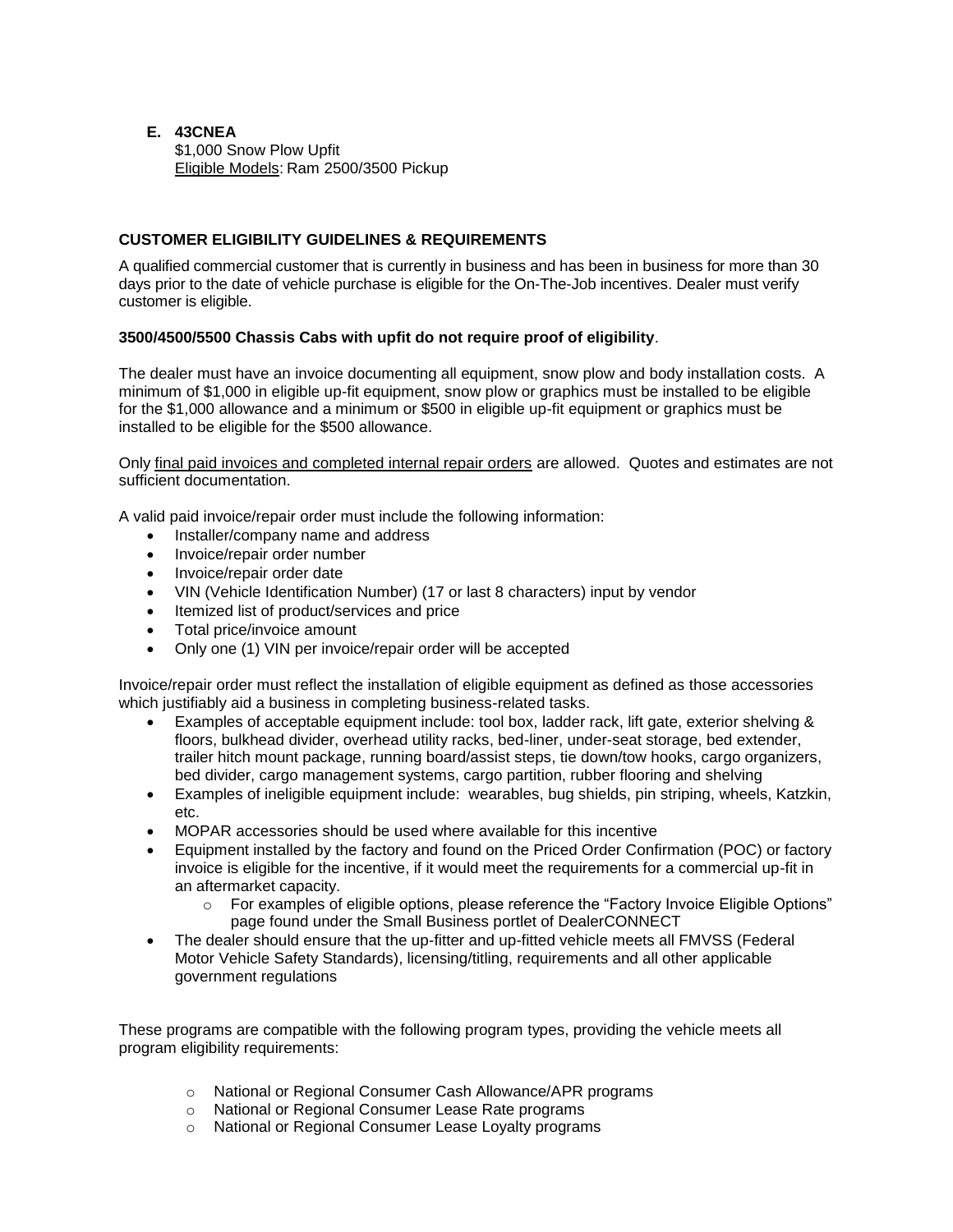**E. 43CNEA**

$1,000 Snow Plow Upfit

Eligible Models: Ram 2500/3500 Pickup

**CUSTOMER ELIGIBILITY GUIDELINES & REQUIREMENTS**

A qualified commercial customer that is currently in business and has been in business for more than 30 days prior to the date of vehicle purchase is eligible for the On-The-Job incentives. Dealer must verify customer is eligible.

**3500/4500/5500 Chassis Cabs with upfit do not require proof of eligibility**.

The dealer must have an invoice documenting all equipment, snow plow and body installation costs. A minimum of $1,000 in eligible up-fit equipment, snow plow or graphics must be installed to be eligible for the $1,000 allowance and a minimum or $500 in eligible up-fit equipment or graphics must be installed to be eligible for the $500 allowance.

Only final paid invoices and completed internal repair orders are allowed. Quotes and estimates are not sufficient documentation.

A valid paid invoice/repair order must include the following information:

- Installer/company name and address
- Invoice/repair order number
- Invoice/repair order date
- VIN (Vehicle Identification Number) (17 or last 8 characters) input by vendor
- Itemized list of product/services and price
- Total price/invoice amount
- Only one (1) VIN per invoice/repair order will be accepted

Invoice/repair order must reflect the installation of eligible equipment as defined as those accessories which justifiably aid a business in completing business-related tasks.

- Examples of acceptable equipment include: tool box, ladder rack, lift gate, exterior shelving & floors, bulkhead divider, overhead utility racks, bed-liner, under-seat storage, bed extender, trailer hitch mount package, running board/assist steps, tie down/tow hooks, cargo organizers, bed divider, cargo management systems, cargo partition, rubber flooring and shelving
- Examples of ineligible equipment include: wearables, bug shields, pin striping, wheels, Katzkin, etc.
- MOPAR accessories should be used where available for this incentive
- Equipment installed by the factory and found on the Priced Order Confirmation (POC) or factory invoice is eligible for the incentive, if it would meet the requirements for a commercial up-fit in an aftermarket capacity.
  - For examples of eligible options, please reference the "Factory Invoice Eligible Options" page found under the Small Business portlet of DealerCONNECT
- The dealer should ensure that the up-fitter and up-fitted vehicle meets all FMVSS (Federal Motor Vehicle Safety Standards), licensing/titling, requirements and all other applicable government regulations

These programs are compatible with the following program types, providing the vehicle meets all program eligibility requirements:

- National or Regional Consumer Cash Allowance/APR programs
- National or Regional Consumer Lease Rate programs
- National or Regional Consumer Lease Loyalty programs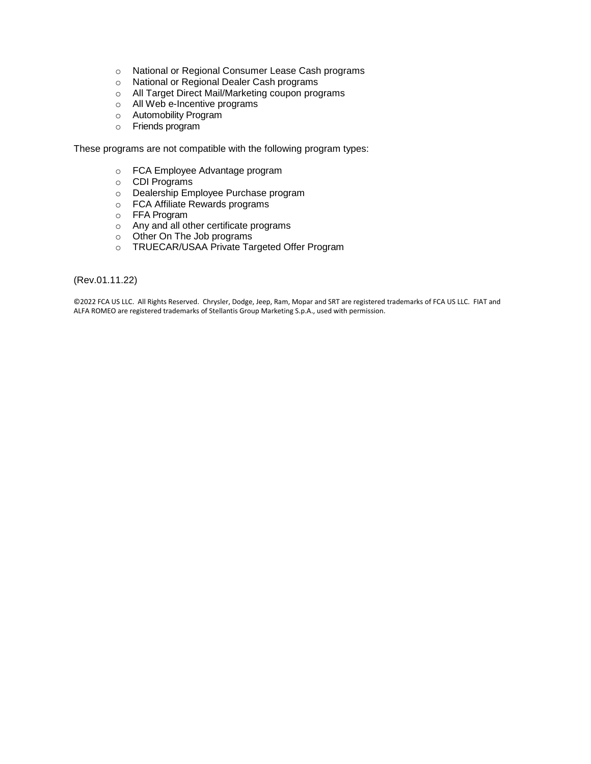- National or Regional Consumer Lease Cash programs
- National or Regional Dealer Cash programs
- All Target Direct Mail/Marketing coupon programs
- All Web e-Incentive programs
- Automobility Program
- Friends program

These programs are not compatible with the following program types:

- FCA Employee Advantage program
- CDI Programs
- Dealership Employee Purchase program
- FCA Affiliate Rewards programs
- FFA Program
- Any and all other certificate programs
- Other On The Job programs
- TRUECAR/USAA Private Targeted Offer Program

(Rev.01.11.22)

©2022 FCA US LLC. All Rights Reserved. Chrysler, Dodge, Jeep, Ram, Mopar and SRT are registered trademarks of FCA US LLC. FIAT and ALFA ROMEO are registered trademarks of Stellantis Group Marketing S.p.A., used with permission.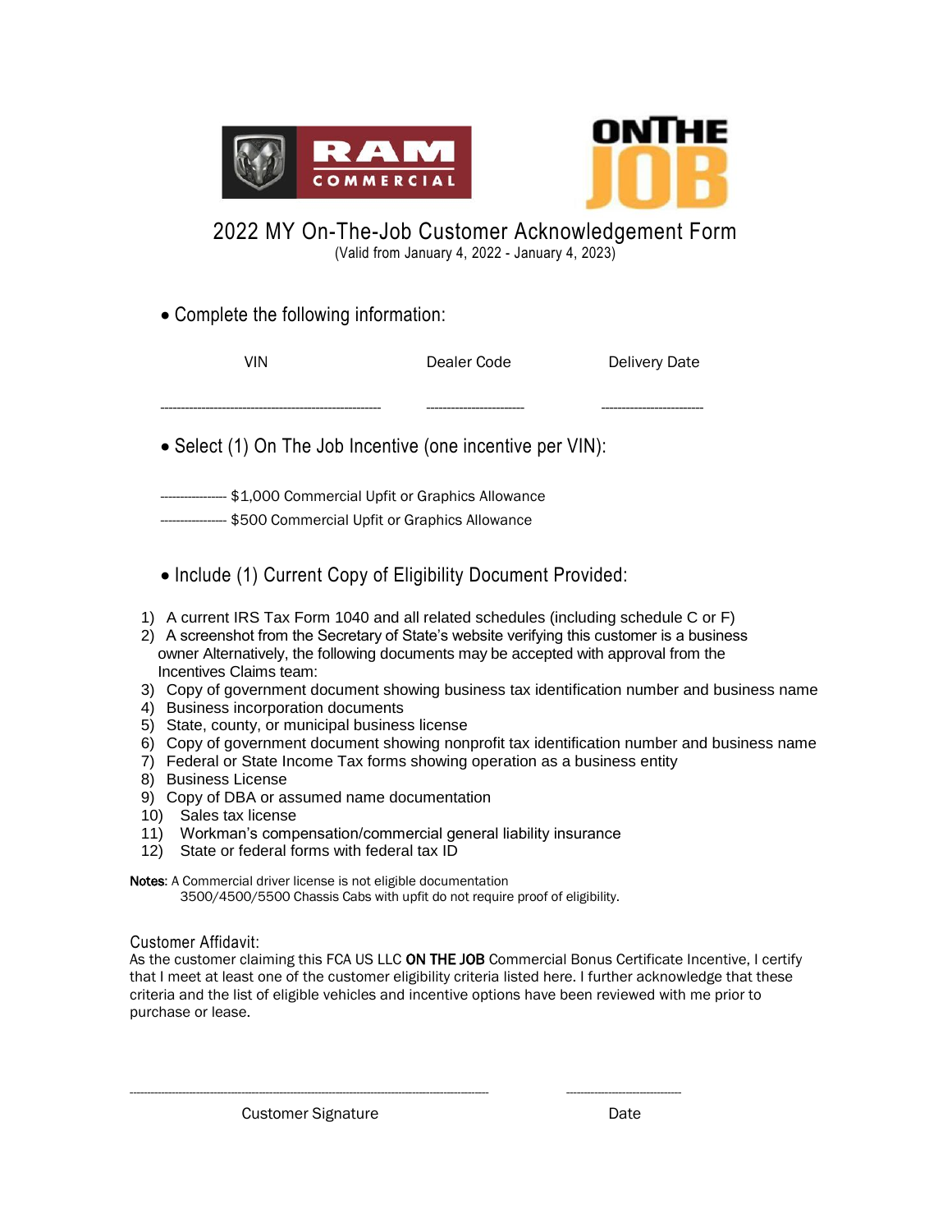RAM COMMERCIAL

ON THE JOB

# 2022 MY On-The-Job Customer Acknowledgement Form

(Valid from January 4, 2022 - January 4, 2023)

- Complete the following information:

| VIN | Dealer Code | Delivery Date |
| --- | --- | --- |
| ---------------------------------------------------- | ------------------------ | ------------------------- |

- Select (1) On The Job Incentive (one incentive per VIN):

---------------- $1,000 Commercial Upfit or Graphics Allowance

---------------- $500 Commercial Upfit or Graphics Allowance

- Include (1) Current Copy of Eligibility Document Provided:

1) A current IRS Tax Form 1040 and all related schedules (including schedule C or F)
2) A screenshot from the Secretary of State's website verifying this customer is a business owner Alternatively, the following documents may be accepted with approval from the Incentives Claims team:
3) Copy of government document showing business tax identification number and business name
4) Business incorporation documents
5) State, county, or municipal business license
6) Copy of government document showing nonprofit tax identification number and business name
7) Federal or State Income Tax forms showing operation as a business entity
8) Business License
9) Copy of DBA or assumed name documentation
10) Sales tax license
11) Workman's compensation/commercial general liability insurance
12) State or federal forms with federal tax ID

**Notes**: A Commercial driver license is not eligible documentation
3500/4500/5500 Chassis Cabs with upfit do not require proof of eligibility.

Customer Affidavit:
As the customer claiming this FCA US LLC **ON THE JOB** Commercial Bonus Certificate Incentive, I certify that I meet at least one of the customer eligibility criteria listed here. I further acknowledge that these criteria and the list of eligible vehicles and incentive options have been reviewed with me prior to purchase or lease.

| ------------------------------------------------------------------------------------------------ | -------------------------------- |
| --- | --- |
| Customer Signature | Date |